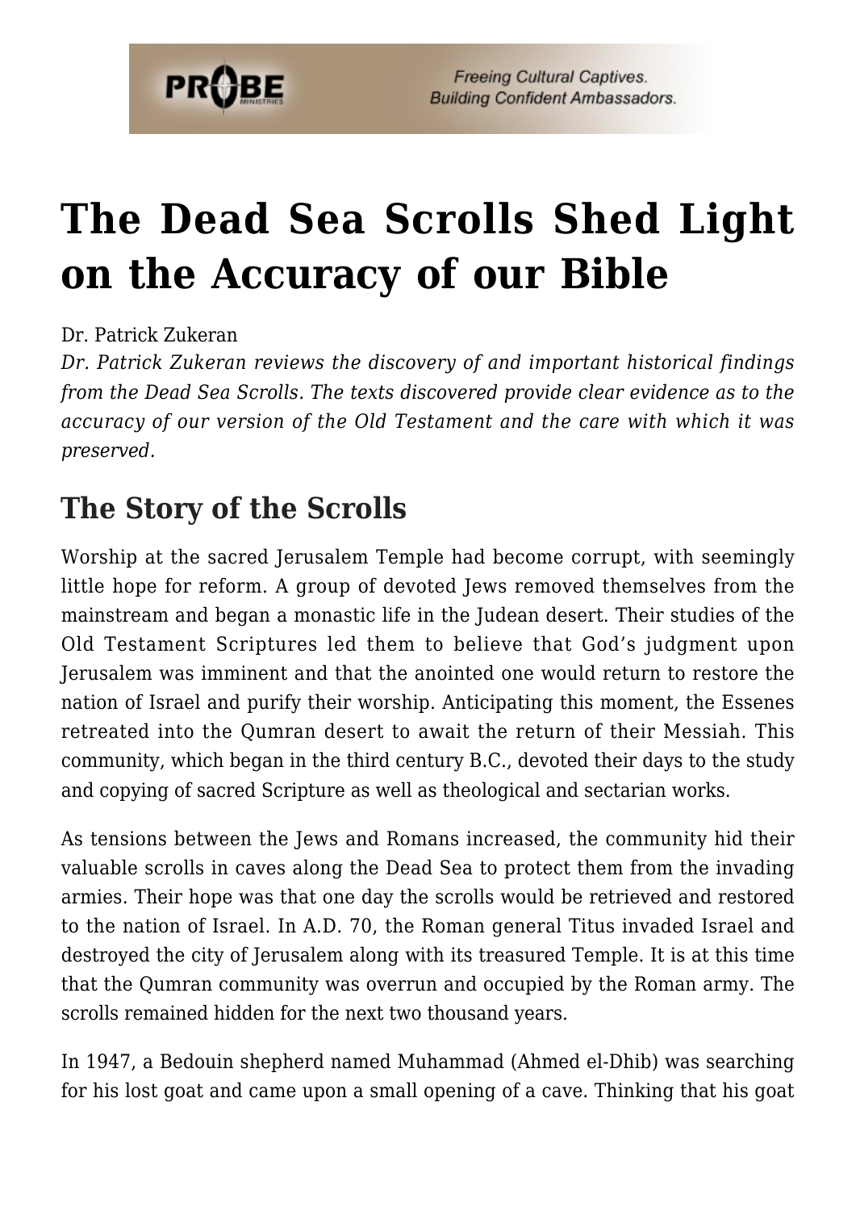# The Dead Sea Scrolls Shed Light on the Accuracy of our Bible

Dr. Patrick Zukeran

*Dr. Patrick Zukeran reviews the discovery of and important historical findings from the Dead Sea Scrolls. The texts discovered provide clear evidence as to the accuracy of our version of the Old Testament and the care with which it was preserved.*

## The Story of the Scrolls

Worship at the sacred Jerusalem Temple had become corrupt, with seemingly little hope for reform. A group of devoted Jews removed themselves from the mainstream and began a monastic life in the Judean desert. Their studies of the Old Testament Scriptures led them to believe that God's judgment upon Jerusalem was imminent and that the anointed one would return to restore the nation of Israel and purify their worship. Anticipating this moment, the Essenes retreated into the Qumran desert to await the return of their Messiah. This community, which began in the third century B.C., devoted their days to the study and copying of sacred Scripture as well as theological and sectarian works.

As tensions between the Jews and Romans increased, the community hid their valuable scrolls in caves along the Dead Sea to protect them from the invading armies. Their hope was that one day the scrolls would be retrieved and restored to the nation of Israel. In A.D. 70, the Roman general Titus invaded Israel and destroyed the city of Jerusalem along with its treasured Temple. It is at this time that the Qumran community was overrun and occupied by the Roman army. The scrolls remained hidden for the next two thousand years.

In 1947, a Bedouin shepherd named Muhammad (Ahmed el-Dhib) was searching for his lost goat and came upon a small opening of a cave. Thinking that his goat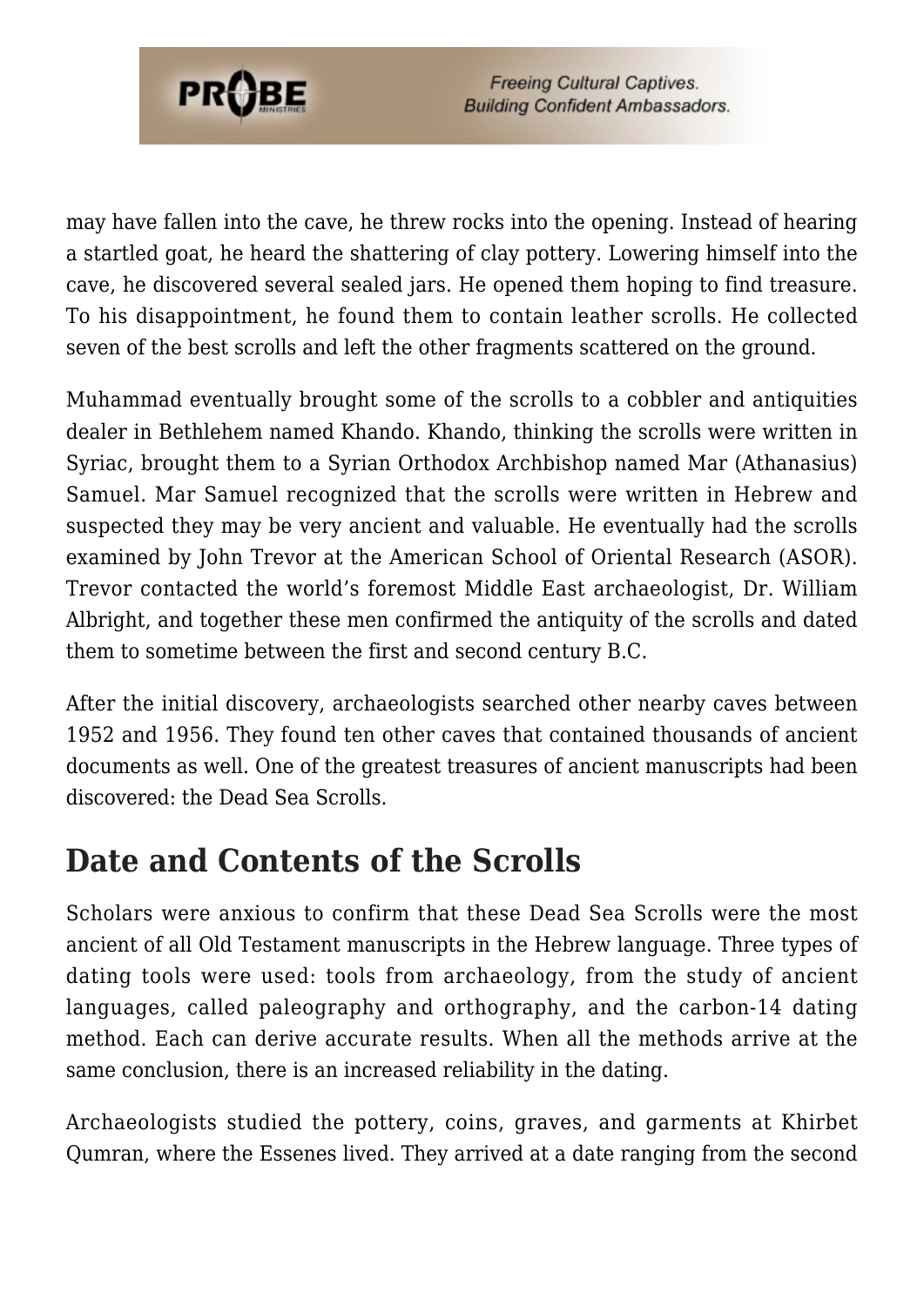may have fallen into the cave, he threw rocks into the opening. Instead of hearing a startled goat, he heard the shattering of clay pottery. Lowering himself into the cave, he discovered several sealed jars. He opened them hoping to find treasure. To his disappointment, he found them to contain leather scrolls. He collected seven of the best scrolls and left the other fragments scattered on the ground.

Muhammad eventually brought some of the scrolls to a cobbler and antiquities dealer in Bethlehem named Khando. Khando, thinking the scrolls were written in Syriac, brought them to a Syrian Orthodox Archbishop named Mar (Athanasius) Samuel. Mar Samuel recognized that the scrolls were written in Hebrew and suspected they may be very ancient and valuable. He eventually had the scrolls examined by John Trevor at the American School of Oriental Research (ASOR). Trevor contacted the world's foremost Middle East archaeologist, Dr. William Albright, and together these men confirmed the antiquity of the scrolls and dated them to sometime between the first and second century B.C.

After the initial discovery, archaeologists searched other nearby caves between 1952 and 1956. They found ten other caves that contained thousands of ancient documents as well. One of the greatest treasures of ancient manuscripts had been discovered: the Dead Sea Scrolls.

## Date and Contents of the Scrolls

Scholars were anxious to confirm that these Dead Sea Scrolls were the most ancient of all Old Testament manuscripts in the Hebrew language. Three types of dating tools were used: tools from archaeology, from the study of ancient languages, called paleography and orthography, and the carbon-14 dating method. Each can derive accurate results. When all the methods arrive at the same conclusion, there is an increased reliability in the dating.

Archaeologists studied the pottery, coins, graves, and garments at Khirbet Qumran, where the Essenes lived. They arrived at a date ranging from the second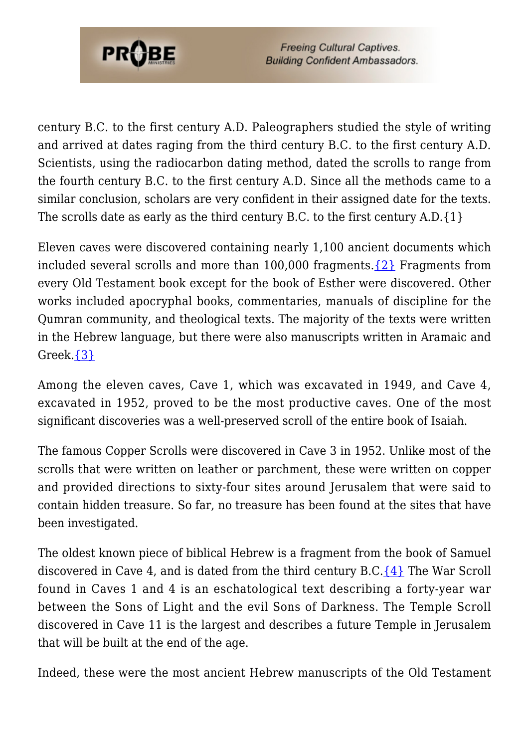century B.C. to the first century A.D. Paleographers studied the style of writing and arrived at dates raging from the third century B.C. to the first century A.D. Scientists, using the radiocarbon dating method, dated the scrolls to range from the fourth century B.C. to the first century A.D. Since all the methods came to a similar conclusion, scholars are very confident in their assigned date for the texts. The scrolls date as early as the third century B.C. to the first century A.D.{1}

Eleven caves were discovered containing nearly 1,100 ancient documents which included several scrolls and more than 100,000 fragments.{2} Fragments from every Old Testament book except for the book of Esther were discovered. Other works included apocryphal books, commentaries, manuals of discipline for the Qumran community, and theological texts. The majority of the texts were written in the Hebrew language, but there were also manuscripts written in Aramaic and Greek.{3}

Among the eleven caves, Cave 1, which was excavated in 1949, and Cave 4, excavated in 1952, proved to be the most productive caves. One of the most significant discoveries was a well-preserved scroll of the entire book of Isaiah.

The famous Copper Scrolls were discovered in Cave 3 in 1952. Unlike most of the scrolls that were written on leather or parchment, these were written on copper and provided directions to sixty-four sites around Jerusalem that were said to contain hidden treasure. So far, no treasure has been found at the sites that have been investigated.

The oldest known piece of biblical Hebrew is a fragment from the book of Samuel discovered in Cave 4, and is dated from the third century B.C.{4} The War Scroll found in Caves 1 and 4 is an eschatological text describing a forty-year war between the Sons of Light and the evil Sons of Darkness. The Temple Scroll discovered in Cave 11 is the largest and describes a future Temple in Jerusalem that will be built at the end of the age.

Indeed, these were the most ancient Hebrew manuscripts of the Old Testament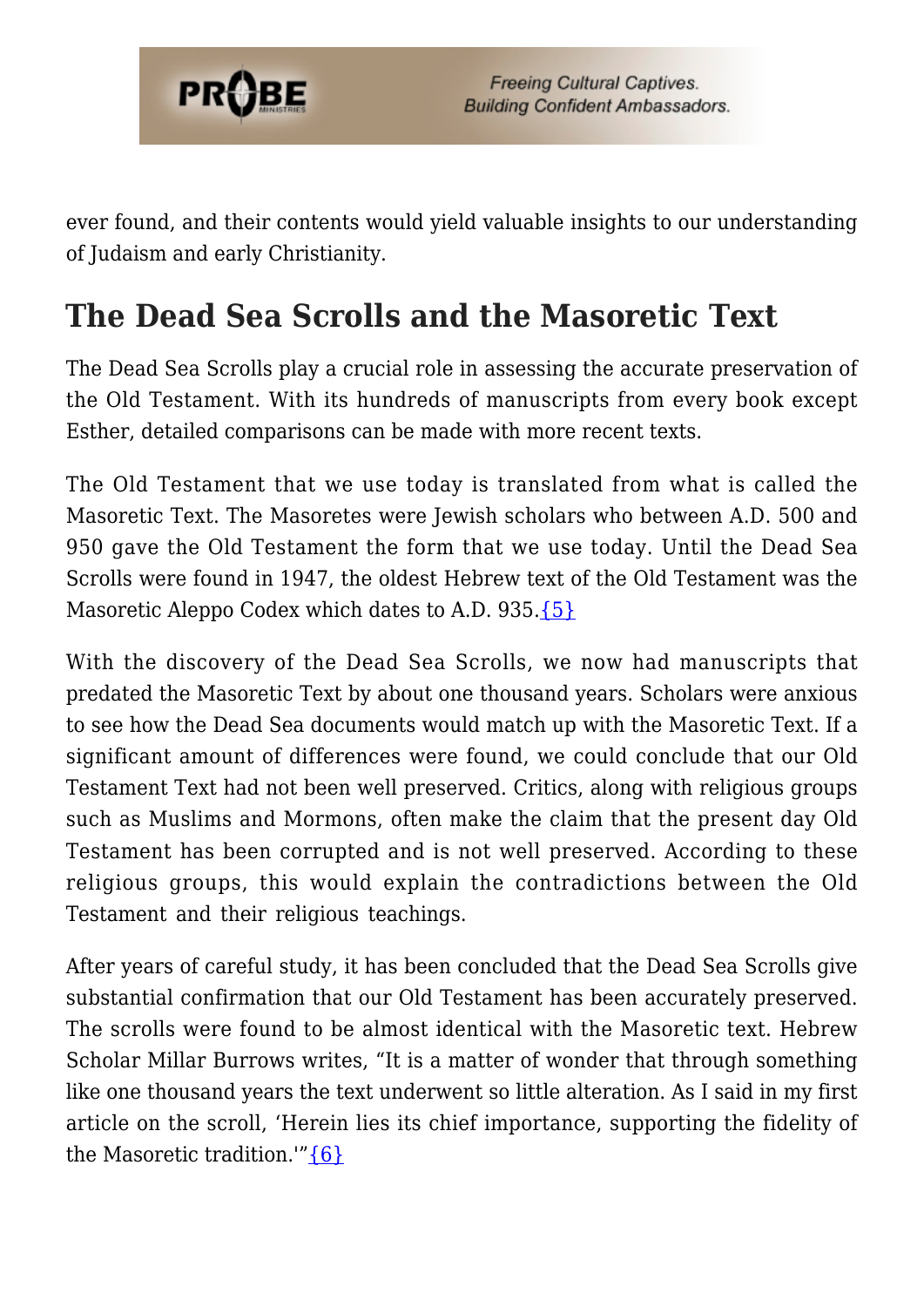ever found, and their contents would yield valuable insights to our understanding of Judaism and early Christianity.

## The Dead Sea Scrolls and the Masoretic Text

The Dead Sea Scrolls play a crucial role in assessing the accurate preservation of the Old Testament. With its hundreds of manuscripts from every book except Esther, detailed comparisons can be made with more recent texts.

The Old Testament that we use today is translated from what is called the Masoretic Text. The Masoretes were Jewish scholars who between A.D. 500 and 950 gave the Old Testament the form that we use today. Until the Dead Sea Scrolls were found in 1947, the oldest Hebrew text of the Old Testament was the Masoretic Aleppo Codex which dates to A.D. 935.{5}

With the discovery of the Dead Sea Scrolls, we now had manuscripts that predated the Masoretic Text by about one thousand years. Scholars were anxious to see how the Dead Sea documents would match up with the Masoretic Text. If a significant amount of differences were found, we could conclude that our Old Testament Text had not been well preserved. Critics, along with religious groups such as Muslims and Mormons, often make the claim that the present day Old Testament has been corrupted and is not well preserved. According to these religious groups, this would explain the contradictions between the Old Testament and their religious teachings.

After years of careful study, it has been concluded that the Dead Sea Scrolls give substantial confirmation that our Old Testament has been accurately preserved. The scrolls were found to be almost identical with the Masoretic text. Hebrew Scholar Millar Burrows writes, "It is a matter of wonder that through something like one thousand years the text underwent so little alteration. As I said in my first article on the scroll, 'Herein lies its chief importance, supporting the fidelity of the Masoretic tradition.'"{6}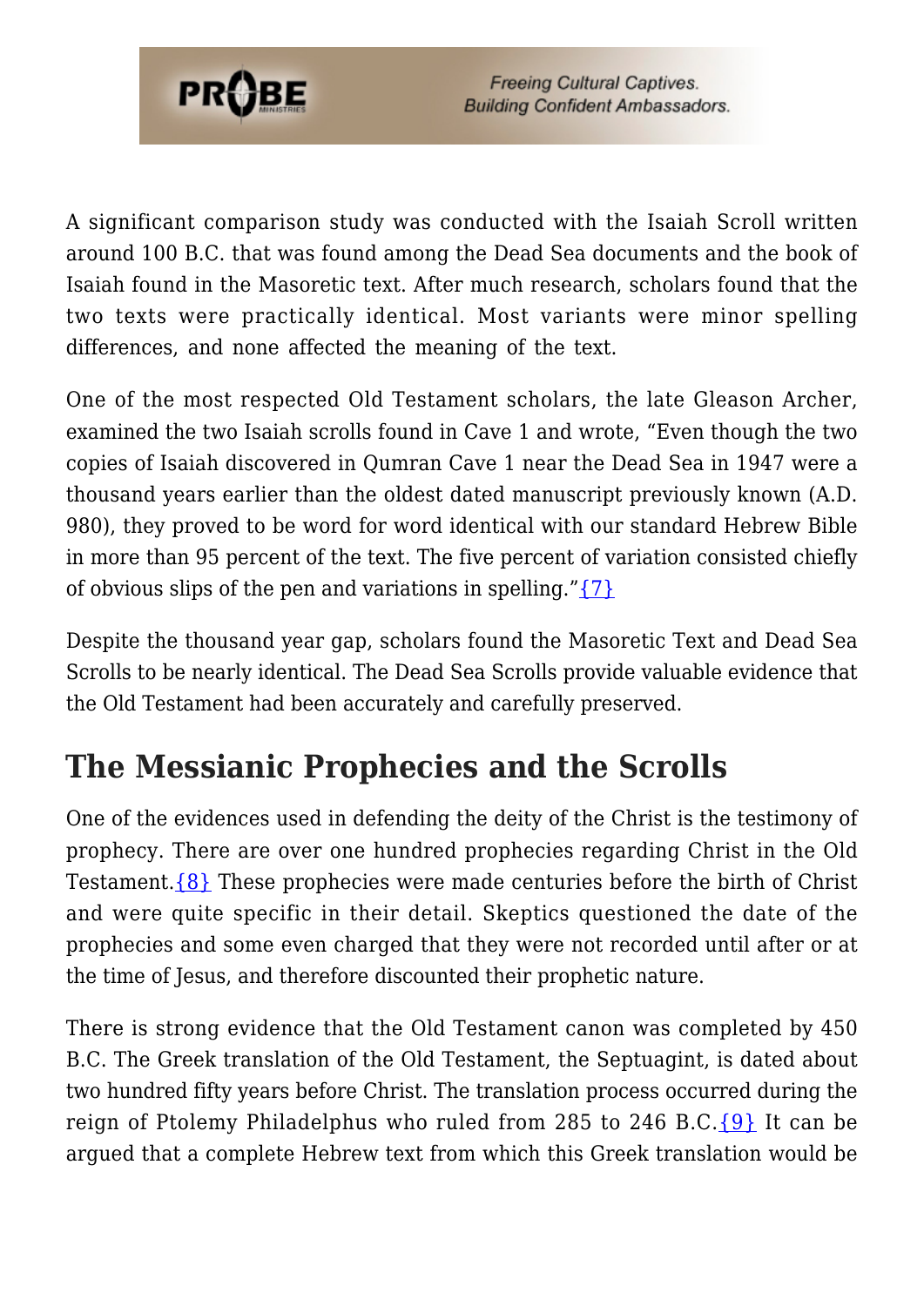A significant comparison study was conducted with the Isaiah Scroll written around 100 B.C. that was found among the Dead Sea documents and the book of Isaiah found in the Masoretic text. After much research, scholars found that the two texts were practically identical. Most variants were minor spelling differences, and none affected the meaning of the text.

One of the most respected Old Testament scholars, the late Gleason Archer, examined the two Isaiah scrolls found in Cave 1 and wrote, "Even though the two copies of Isaiah discovered in Qumran Cave 1 near the Dead Sea in 1947 were a thousand years earlier than the oldest dated manuscript previously known (A.D. 980), they proved to be word for word identical with our standard Hebrew Bible in more than 95 percent of the text. The five percent of variation consisted chiefly of obvious slips of the pen and variations in spelling."{7}

Despite the thousand year gap, scholars found the Masoretic Text and Dead Sea Scrolls to be nearly identical. The Dead Sea Scrolls provide valuable evidence that the Old Testament had been accurately and carefully preserved.

## The Messianic Prophecies and the Scrolls

One of the evidences used in defending the deity of the Christ is the testimony of prophecy. There are over one hundred prophecies regarding Christ in the Old Testament.{8} These prophecies were made centuries before the birth of Christ and were quite specific in their detail. Skeptics questioned the date of the prophecies and some even charged that they were not recorded until after or at the time of Jesus, and therefore discounted their prophetic nature.

There is strong evidence that the Old Testament canon was completed by 450 B.C. The Greek translation of the Old Testament, the Septuagint, is dated about two hundred fifty years before Christ. The translation process occurred during the reign of Ptolemy Philadelphus who ruled from 285 to 246 B.C.{9} It can be argued that a complete Hebrew text from which this Greek translation would be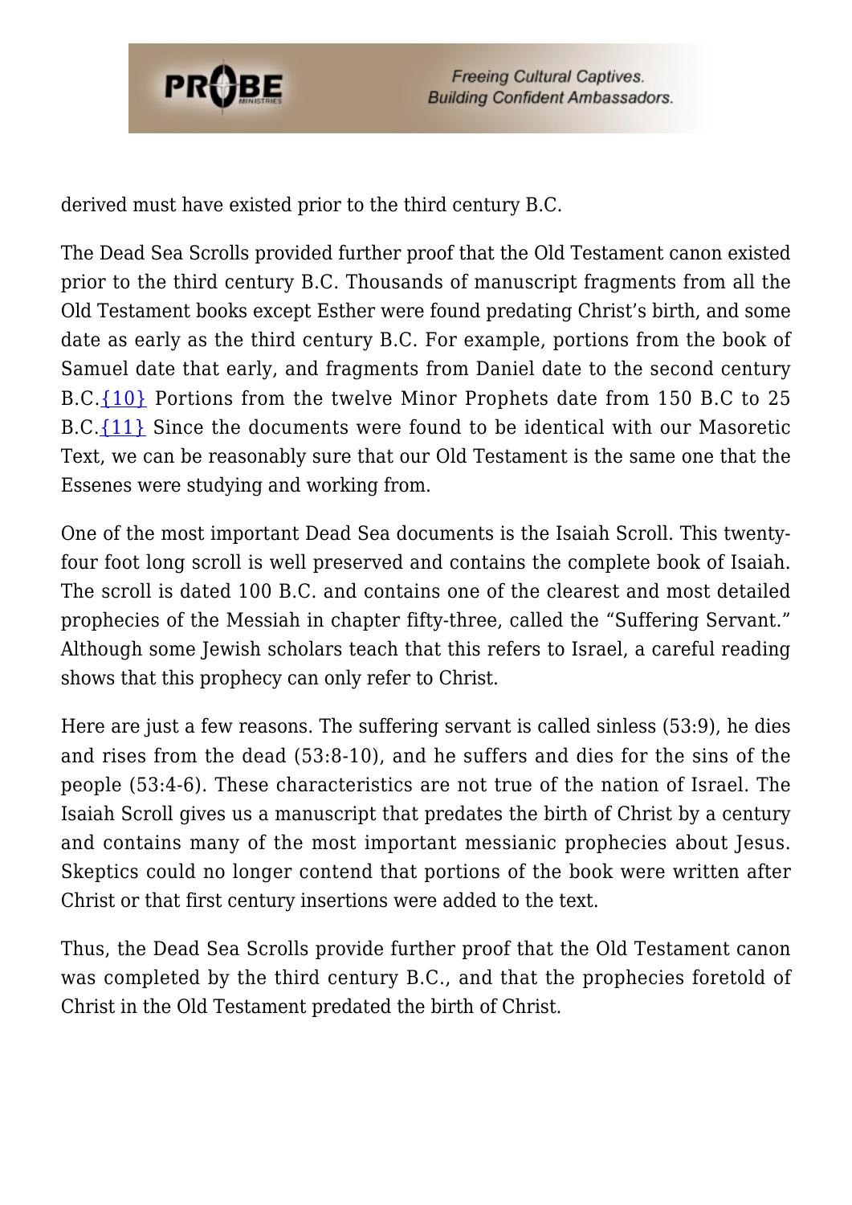derived must have existed prior to the third century B.C.

The Dead Sea Scrolls provided further proof that the Old Testament canon existed prior to the third century B.C. Thousands of manuscript fragments from all the Old Testament books except Esther were found predating Christ's birth, and some date as early as the third century B.C. For example, portions from the book of Samuel date that early, and fragments from Daniel date to the second century B.C.{10} Portions from the twelve Minor Prophets date from 150 B.C to 25 B.C.{11} Since the documents were found to be identical with our Masoretic Text, we can be reasonably sure that our Old Testament is the same one that the Essenes were studying and working from.

One of the most important Dead Sea documents is the Isaiah Scroll. This twenty-four foot long scroll is well preserved and contains the complete book of Isaiah. The scroll is dated 100 B.C. and contains one of the clearest and most detailed prophecies of the Messiah in chapter fifty-three, called the "Suffering Servant." Although some Jewish scholars teach that this refers to Israel, a careful reading shows that this prophecy can only refer to Christ.

Here are just a few reasons. The suffering servant is called sinless (53:9), he dies and rises from the dead (53:8-10), and he suffers and dies for the sins of the people (53:4-6). These characteristics are not true of the nation of Israel. The Isaiah Scroll gives us a manuscript that predates the birth of Christ by a century and contains many of the most important messianic prophecies about Jesus. Skeptics could no longer contend that portions of the book were written after Christ or that first century insertions were added to the text.

Thus, the Dead Sea Scrolls provide further proof that the Old Testament canon was completed by the third century B.C., and that the prophecies foretold of Christ in the Old Testament predated the birth of Christ.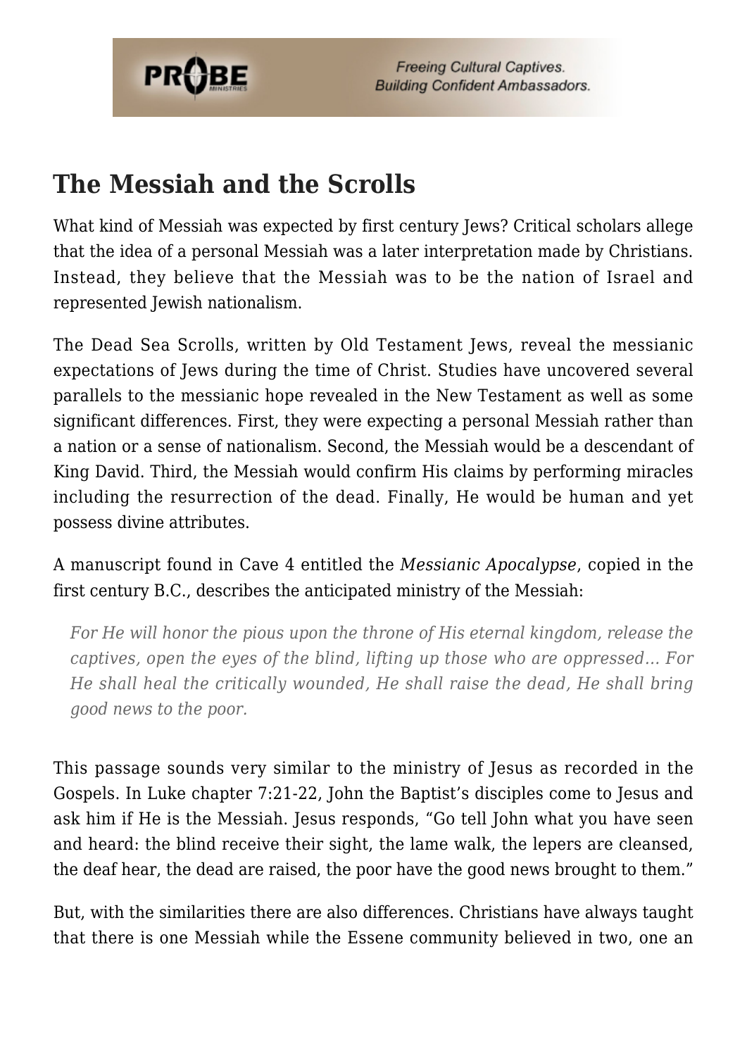## The Messiah and the Scrolls

What kind of Messiah was expected by first century Jews? Critical scholars allege that the idea of a personal Messiah was a later interpretation made by Christians. Instead, they believe that the Messiah was to be the nation of Israel and represented Jewish nationalism.

The Dead Sea Scrolls, written by Old Testament Jews, reveal the messianic expectations of Jews during the time of Christ. Studies have uncovered several parallels to the messianic hope revealed in the New Testament as well as some significant differences. First, they were expecting a personal Messiah rather than a nation or a sense of nationalism. Second, the Messiah would be a descendant of King David. Third, the Messiah would confirm His claims by performing miracles including the resurrection of the dead. Finally, He would be human and yet possess divine attributes.

A manuscript found in Cave 4 entitled the *Messianic Apocalypse*, copied in the first century B.C., describes the anticipated ministry of the Messiah:

> *For He will honor the pious upon the throne of His eternal kingdom, release the captives, open the eyes of the blind, lifting up those who are oppressed… For He shall heal the critically wounded, He shall raise the dead, He shall bring good news to the poor.*

This passage sounds very similar to the ministry of Jesus as recorded in the Gospels. In Luke chapter 7:21-22, John the Baptist's disciples come to Jesus and ask him if He is the Messiah. Jesus responds, "Go tell John what you have seen and heard: the blind receive their sight, the lame walk, the lepers are cleansed, the deaf hear, the dead are raised, the poor have the good news brought to them."

But, with the similarities there are also differences. Christians have always taught that there is one Messiah while the Essene community believed in two, one an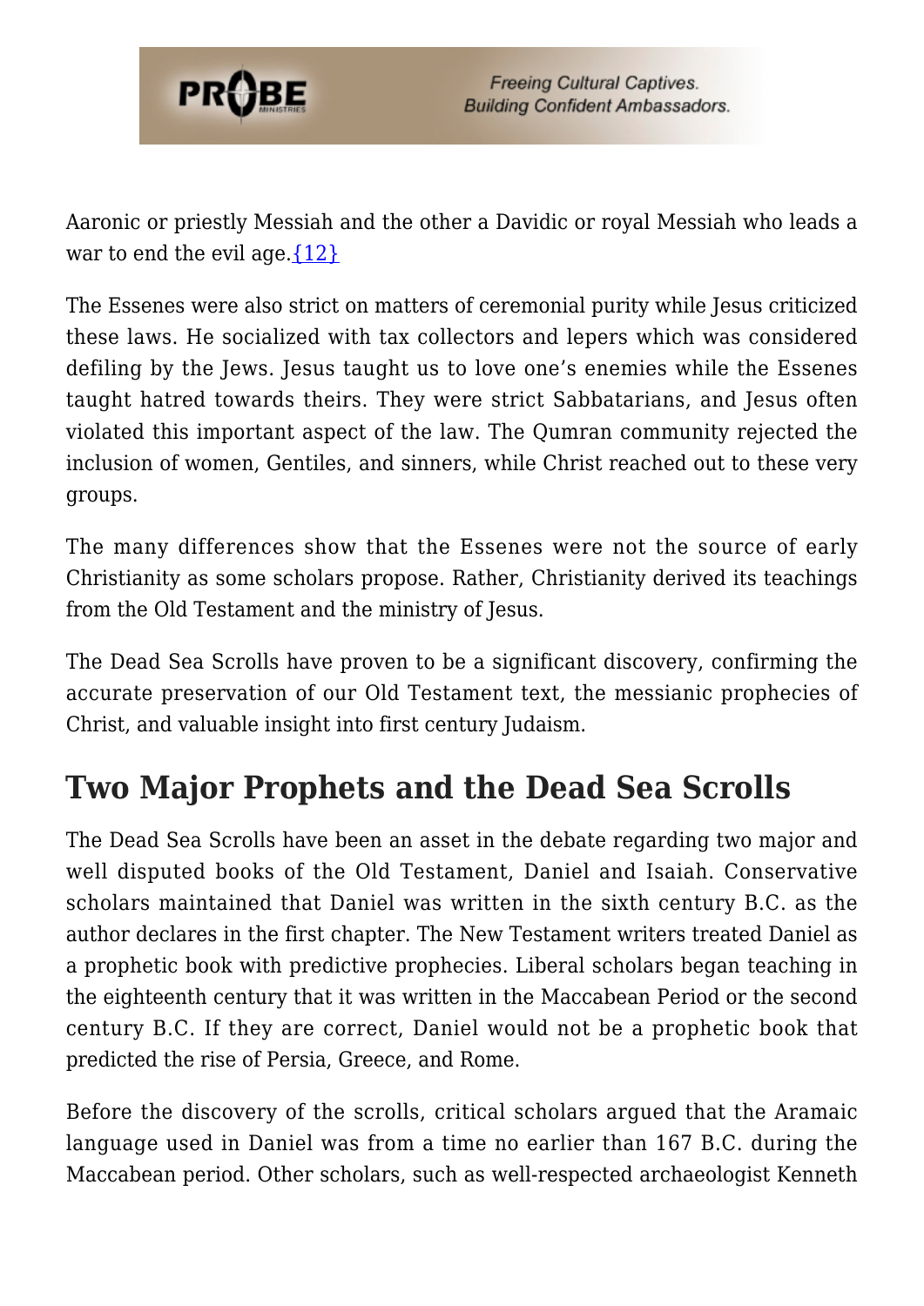Aaronic or priestly Messiah and the other a Davidic or royal Messiah who leads a war to end the evil age.{12}

The Essenes were also strict on matters of ceremonial purity while Jesus criticized these laws. He socialized with tax collectors and lepers which was considered defiling by the Jews. Jesus taught us to love one's enemies while the Essenes taught hatred towards theirs. They were strict Sabbatarians, and Jesus often violated this important aspect of the law. The Qumran community rejected the inclusion of women, Gentiles, and sinners, while Christ reached out to these very groups.

The many differences show that the Essenes were not the source of early Christianity as some scholars propose. Rather, Christianity derived its teachings from the Old Testament and the ministry of Jesus.

The Dead Sea Scrolls have proven to be a significant discovery, confirming the accurate preservation of our Old Testament text, the messianic prophecies of Christ, and valuable insight into first century Judaism.

## Two Major Prophets and the Dead Sea Scrolls

The Dead Sea Scrolls have been an asset in the debate regarding two major and well disputed books of the Old Testament, Daniel and Isaiah. Conservative scholars maintained that Daniel was written in the sixth century B.C. as the author declares in the first chapter. The New Testament writers treated Daniel as a prophetic book with predictive prophecies. Liberal scholars began teaching in the eighteenth century that it was written in the Maccabean Period or the second century B.C. If they are correct, Daniel would not be a prophetic book that predicted the rise of Persia, Greece, and Rome.

Before the discovery of the scrolls, critical scholars argued that the Aramaic language used in Daniel was from a time no earlier than 167 B.C. during the Maccabean period. Other scholars, such as well-respected archaeologist Kenneth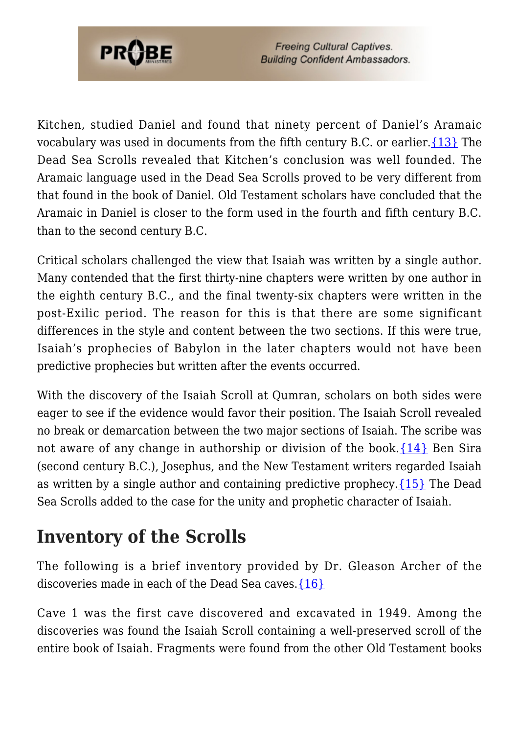Kitchen, studied Daniel and found that ninety percent of Daniel's Aramaic vocabulary was used in documents from the fifth century B.C. or earlier.{13} The Dead Sea Scrolls revealed that Kitchen's conclusion was well founded. The Aramaic language used in the Dead Sea Scrolls proved to be very different from that found in the book of Daniel. Old Testament scholars have concluded that the Aramaic in Daniel is closer to the form used in the fourth and fifth century B.C. than to the second century B.C.

Critical scholars challenged the view that Isaiah was written by a single author. Many contended that the first thirty-nine chapters were written by one author in the eighth century B.C., and the final twenty-six chapters were written in the post-Exilic period. The reason for this is that there are some significant differences in the style and content between the two sections. If this were true, Isaiah's prophecies of Babylon in the later chapters would not have been predictive prophecies but written after the events occurred.

With the discovery of the Isaiah Scroll at Qumran, scholars on both sides were eager to see if the evidence would favor their position. The Isaiah Scroll revealed no break or demarcation between the two major sections of Isaiah. The scribe was not aware of any change in authorship or division of the book.{14} Ben Sira (second century B.C.), Josephus, and the New Testament writers regarded Isaiah as written by a single author and containing predictive prophecy.{15} The Dead Sea Scrolls added to the case for the unity and prophetic character of Isaiah.

## Inventory of the Scrolls

The following is a brief inventory provided by Dr. Gleason Archer of the discoveries made in each of the Dead Sea caves.{16}

Cave 1 was the first cave discovered and excavated in 1949. Among the discoveries was found the Isaiah Scroll containing a well-preserved scroll of the entire book of Isaiah. Fragments were found from the other Old Testament books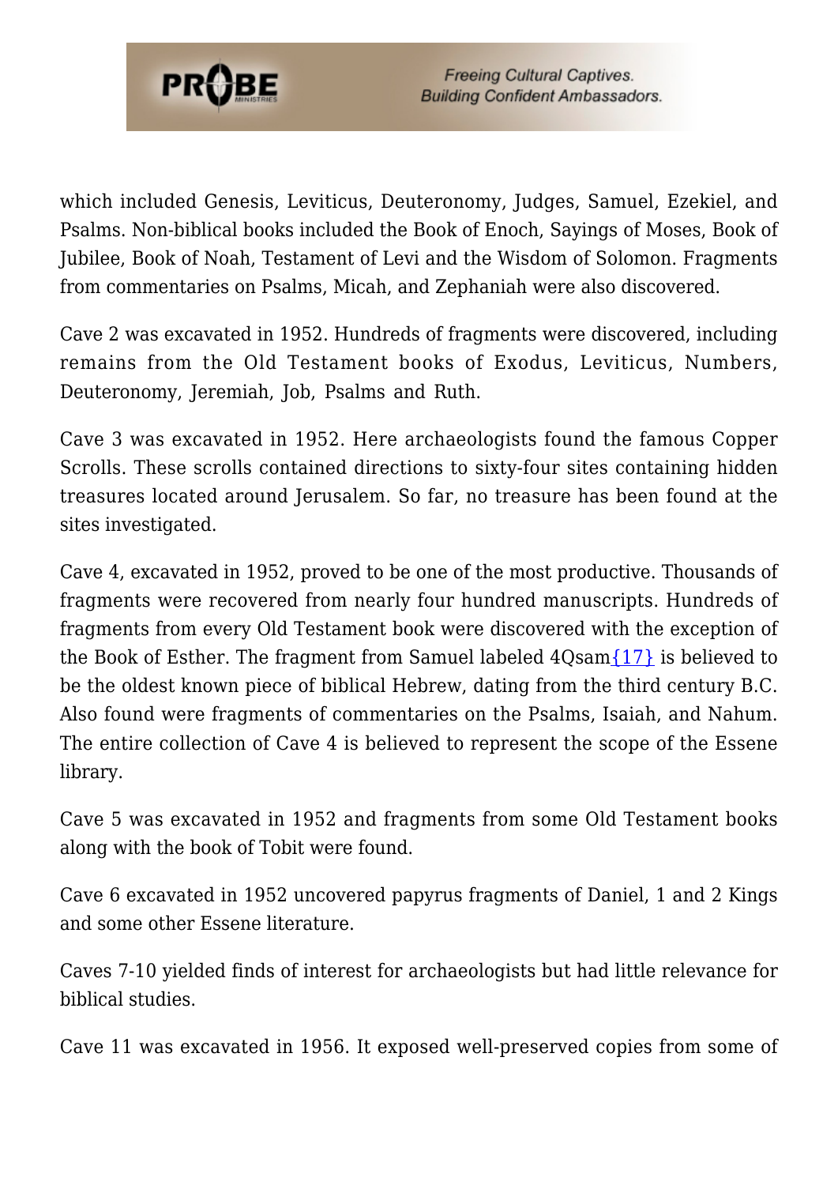which included Genesis, Leviticus, Deuteronomy, Judges, Samuel, Ezekiel, and Psalms. Non-biblical books included the Book of Enoch, Sayings of Moses, Book of Jubilee, Book of Noah, Testament of Levi and the Wisdom of Solomon. Fragments from commentaries on Psalms, Micah, and Zephaniah were also discovered.

Cave 2 was excavated in 1952. Hundreds of fragments were discovered, including remains from the Old Testament books of Exodus, Leviticus, Numbers, Deuteronomy, Jeremiah, Job, Psalms and Ruth.

Cave 3 was excavated in 1952. Here archaeologists found the famous Copper Scrolls. These scrolls contained directions to sixty-four sites containing hidden treasures located around Jerusalem. So far, no treasure has been found at the sites investigated.

Cave 4, excavated in 1952, proved to be one of the most productive. Thousands of fragments were recovered from nearly four hundred manuscripts. Hundreds of fragments from every Old Testament book were discovered with the exception of the Book of Esther. The fragment from Samuel labeled 4Qsam{17} is believed to be the oldest known piece of biblical Hebrew, dating from the third century B.C. Also found were fragments of commentaries on the Psalms, Isaiah, and Nahum. The entire collection of Cave 4 is believed to represent the scope of the Essene library.

Cave 5 was excavated in 1952 and fragments from some Old Testament books along with the book of Tobit were found.

Cave 6 excavated in 1952 uncovered papyrus fragments of Daniel, 1 and 2 Kings and some other Essene literature.

Caves 7-10 yielded finds of interest for archaeologists but had little relevance for biblical studies.

Cave 11 was excavated in 1956. It exposed well-preserved copies from some of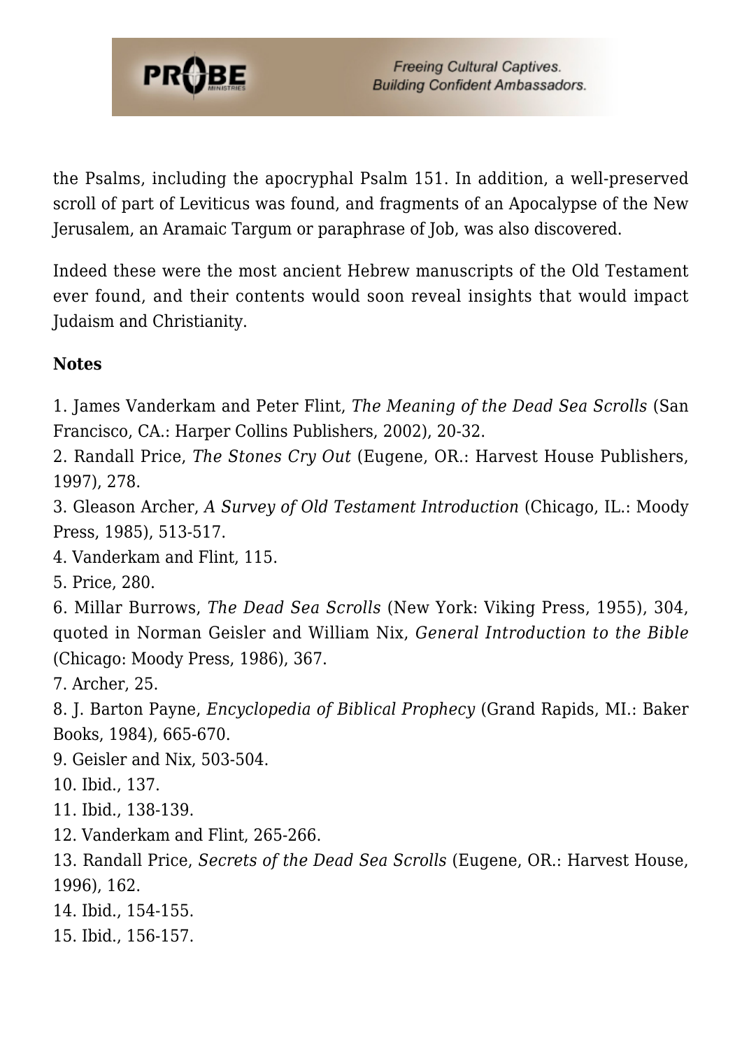the Psalms, including the apocryphal Psalm 151. In addition, a well-preserved scroll of part of Leviticus was found, and fragments of an Apocalypse of the New Jerusalem, an Aramaic Targum or paraphrase of Job, was also discovered.

Indeed these were the most ancient Hebrew manuscripts of the Old Testament ever found, and their contents would soon reveal insights that would impact Judaism and Christianity.

**Notes**

1. James Vanderkam and Peter Flint, *The Meaning of the Dead Sea Scrolls* (San Francisco, CA.: Harper Collins Publishers, 2002), 20-32.
2. Randall Price, *The Stones Cry Out* (Eugene, OR.: Harvest House Publishers, 1997), 278.
3. Gleason Archer, *A Survey of Old Testament Introduction* (Chicago, IL.: Moody Press, 1985), 513-517.
4. Vanderkam and Flint, 115.
5. Price, 280.
6. Millar Burrows, *The Dead Sea Scrolls* (New York: Viking Press, 1955), 304, quoted in Norman Geisler and William Nix, *General Introduction to the Bible* (Chicago: Moody Press, 1986), 367.
7. Archer, 25.
8. J. Barton Payne, *Encyclopedia of Biblical Prophecy* (Grand Rapids, MI.: Baker Books, 1984), 665-670.
9. Geisler and Nix, 503-504.
10. Ibid., 137.
11. Ibid., 138-139.
12. Vanderkam and Flint, 265-266.
13. Randall Price, *Secrets of the Dead Sea Scrolls* (Eugene, OR.: Harvest House, 1996), 162.
14. Ibid., 154-155.
15. Ibid., 156-157.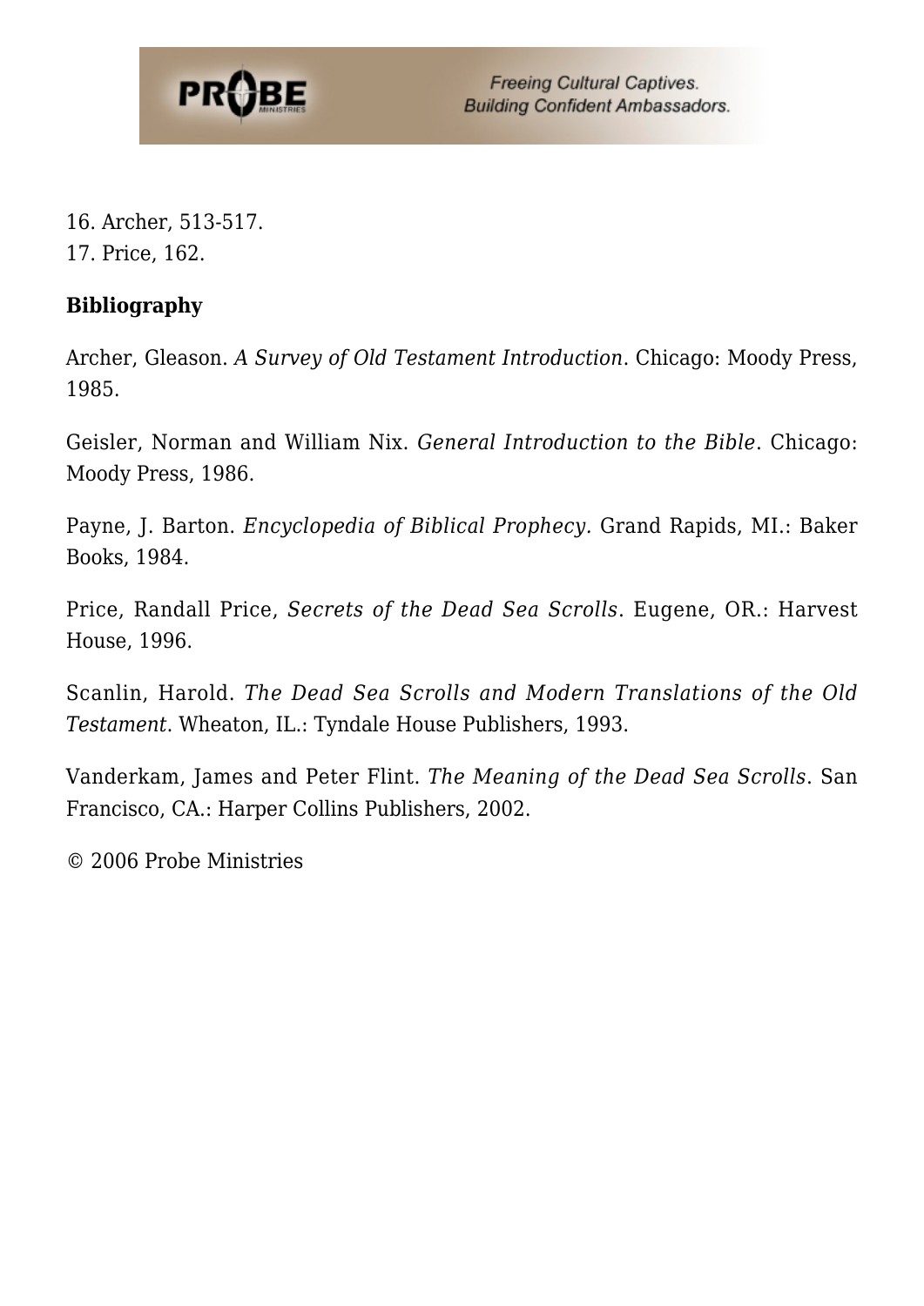16. Archer, 513-517.
17. Price, 162.

**Bibliography**

Archer, Gleason. *A Survey of Old Testament Introduction.* Chicago: Moody Press, 1985.

Geisler, Norman and William Nix. *General Introduction to the Bible*. Chicago: Moody Press, 1986.

Payne, J. Barton. *Encyclopedia of Biblical Prophecy.* Grand Rapids, MI.: Baker Books, 1984.

Price, Randall Price, *Secrets of the Dead Sea Scrolls*. Eugene, OR.: Harvest House, 1996.

Scanlin, Harold. *The Dead Sea Scrolls and Modern Translations of the Old Testament*. Wheaton, IL.: Tyndale House Publishers, 1993.

Vanderkam, James and Peter Flint. *The Meaning of the Dead Sea Scrolls*. San Francisco, CA.: Harper Collins Publishers, 2002.

© 2006 Probe Ministries